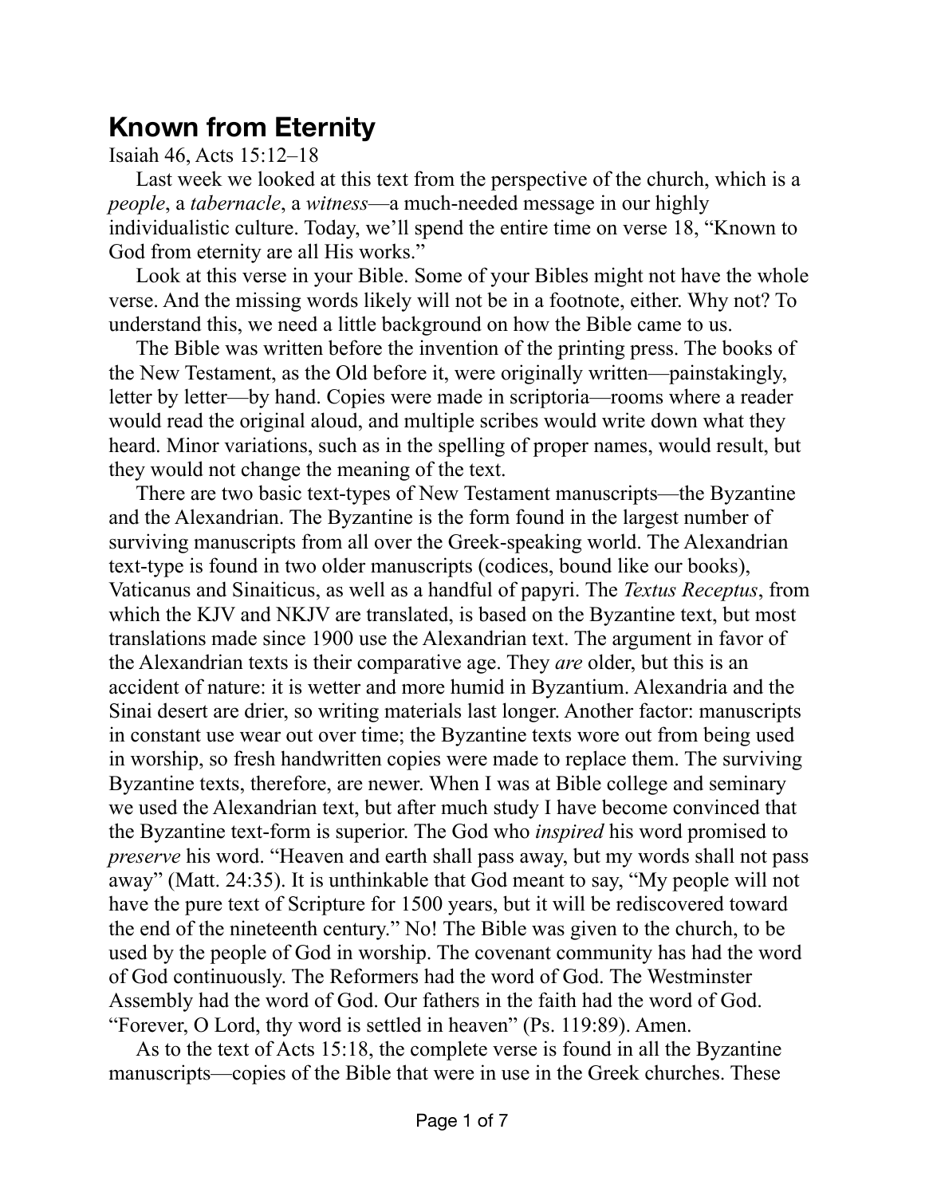# Known from Eternity

Isaiah 46, Acts 15:12–18

Last week we looked at this text from the perspective of the church, which is a *people*, a *tabernacle*, a *witness*—a much-needed message in our highly individualistic culture. Today, we'll spend the entire time on verse 18, "Known to God from eternity are all His works."

Look at this verse in your Bible. Some of your Bibles might not have the whole verse. And the missing words likely will not be in a footnote, either. Why not? To understand this, we need a little background on how the Bible came to us.

The Bible was written before the invention of the printing press. The books of the New Testament, as the Old before it, were originally written—painstakingly, letter by letter—by hand. Copies were made in scriptoria—rooms where a reader would read the original aloud, and multiple scribes would write down what they heard. Minor variations, such as in the spelling of proper names, would result, but they would not change the meaning of the text.

There are two basic text-types of New Testament manuscripts—the Byzantine and the Alexandrian. The Byzantine is the form found in the largest number of surviving manuscripts from all over the Greek-speaking world. The Alexandrian text-type is found in two older manuscripts (codices, bound like our books), Vaticanus and Sinaiticus, as well as a handful of papyri. The *Textus Receptus*, from which the KJV and NKJV are translated, is based on the Byzantine text, but most translations made since 1900 use the Alexandrian text. The argument in favor of the Alexandrian texts is their comparative age. They *are* older, but this is an accident of nature: it is wetter and more humid in Byzantium. Alexandria and the Sinai desert are drier, so writing materials last longer. Another factor: manuscripts in constant use wear out over time; the Byzantine texts wore out from being used in worship, so fresh handwritten copies were made to replace them. The surviving Byzantine texts, therefore, are newer. When I was at Bible college and seminary we used the Alexandrian text, but after much study I have become convinced that the Byzantine text-form is superior. The God who *inspired* his word promised to *preserve* his word. "Heaven and earth shall pass away, but my words shall not pass away" (Matt. 24:35). It is unthinkable that God meant to say, "My people will not have the pure text of Scripture for 1500 years, but it will be rediscovered toward the end of the nineteenth century." No! The Bible was given to the church, to be used by the people of God in worship. The covenant community has had the word of God continuously. The Reformers had the word of God. The Westminster Assembly had the word of God. Our fathers in the faith had the word of God. "Forever, O Lord, thy word is settled in heaven" (Ps. 119:89). Amen.

As to the text of Acts 15:18, the complete verse is found in all the Byzantine manuscripts—copies of the Bible that were in use in the Greek churches. These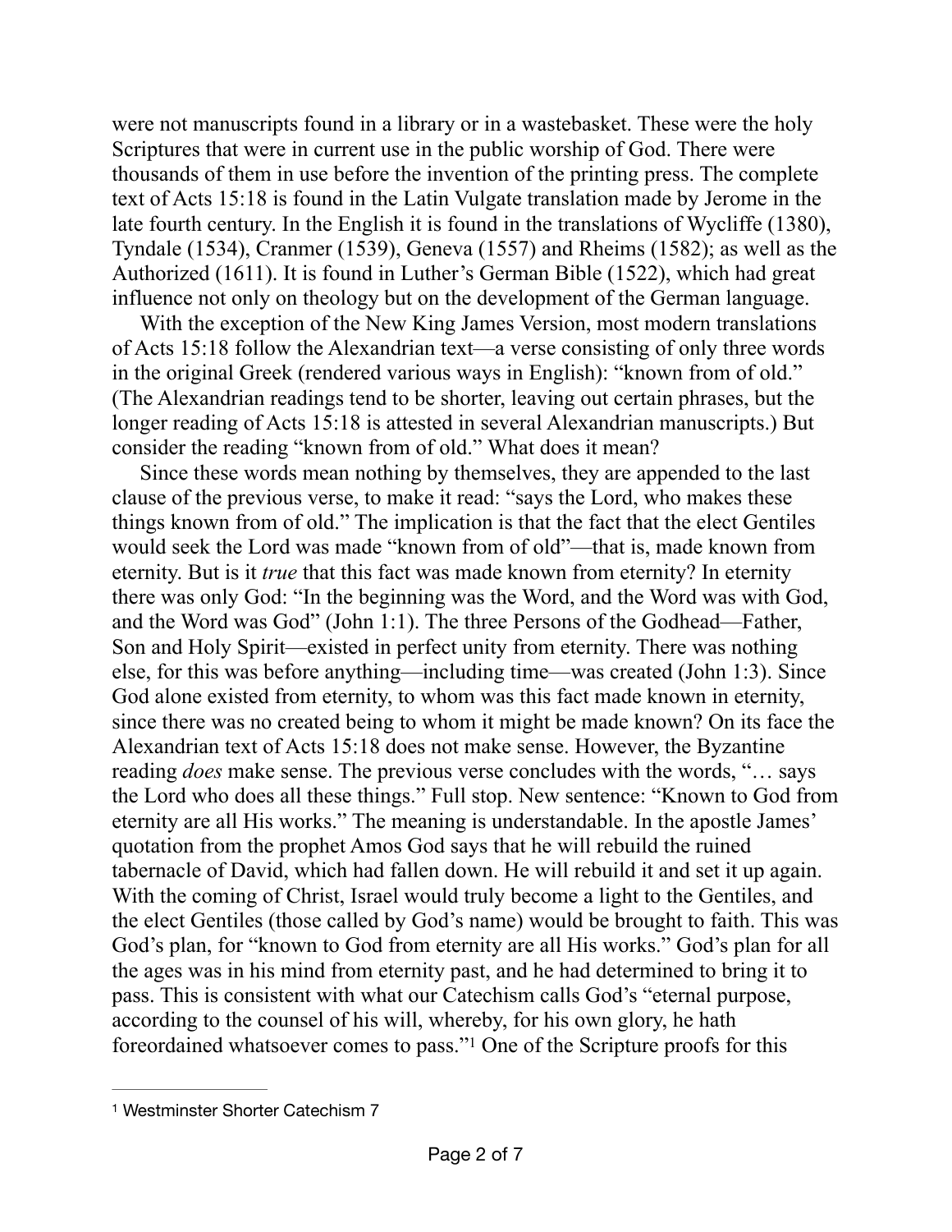were not manuscripts found in a library or in a wastebasket. These were the holy Scriptures that were in current use in the public worship of God. There were thousands of them in use before the invention of the printing press. The complete text of Acts 15:18 is found in the Latin Vulgate translation made by Jerome in the late fourth century. In the English it is found in the translations of Wycliffe (1380), Tyndale (1534), Cranmer (1539), Geneva (1557) and Rheims (1582); as well as the Authorized (1611). It is found in Luther's German Bible (1522), which had great influence not only on theology but on the development of the German language.

With the exception of the New King James Version, most modern translations of Acts 15:18 follow the Alexandrian text—a verse consisting of only three words in the original Greek (rendered various ways in English): "known from of old." (The Alexandrian readings tend to be shorter, leaving out certain phrases, but the longer reading of Acts 15:18 is attested in several Alexandrian manuscripts.) But consider the reading "known from of old." What does it mean?

Since these words mean nothing by themselves, they are appended to the last clause of the previous verse, to make it read: "says the Lord, who makes these things known from of old." The implication is that the fact that the elect Gentiles would seek the Lord was made "known from of old"—that is, made known from eternity. But is it *true* that this fact was made known from eternity? In eternity there was only God: "In the beginning was the Word, and the Word was with God, and the Word was God" (John 1:1). The three Persons of the Godhead—Father, Son and Holy Spirit—existed in perfect unity from eternity. There was nothing else, for this was before anything—including time—was created (John 1:3). Since God alone existed from eternity, to whom was this fact made known in eternity, since there was no created being to whom it might be made known? On its face the Alexandrian text of Acts 15:18 does not make sense. However, the Byzantine reading *does* make sense. The previous verse concludes with the words, "… says the Lord who does all these things." Full stop. New sentence: "Known to God from eternity are all His works." The meaning is understandable. In the apostle James' quotation from the prophet Amos God says that he will rebuild the ruined tabernacle of David, which had fallen down. He will rebuild it and set it up again. With the coming of Christ, Israel would truly become a light to the Gentiles, and the elect Gentiles (those called by God's name) would be brought to faith. This was God's plan, for "known to God from eternity are all His works." God's plan for all the ages was in his mind from eternity past, and he had determined to bring it to pass. This is consistent with what our Catechism calls God's "eternal purpose, according to the counsel of his will, whereby, for his own glory, he hath foreordained whatsoever comes to pass."[1] One of the Scripture proofs for this

---

[1] Westminster Shorter Catechism 7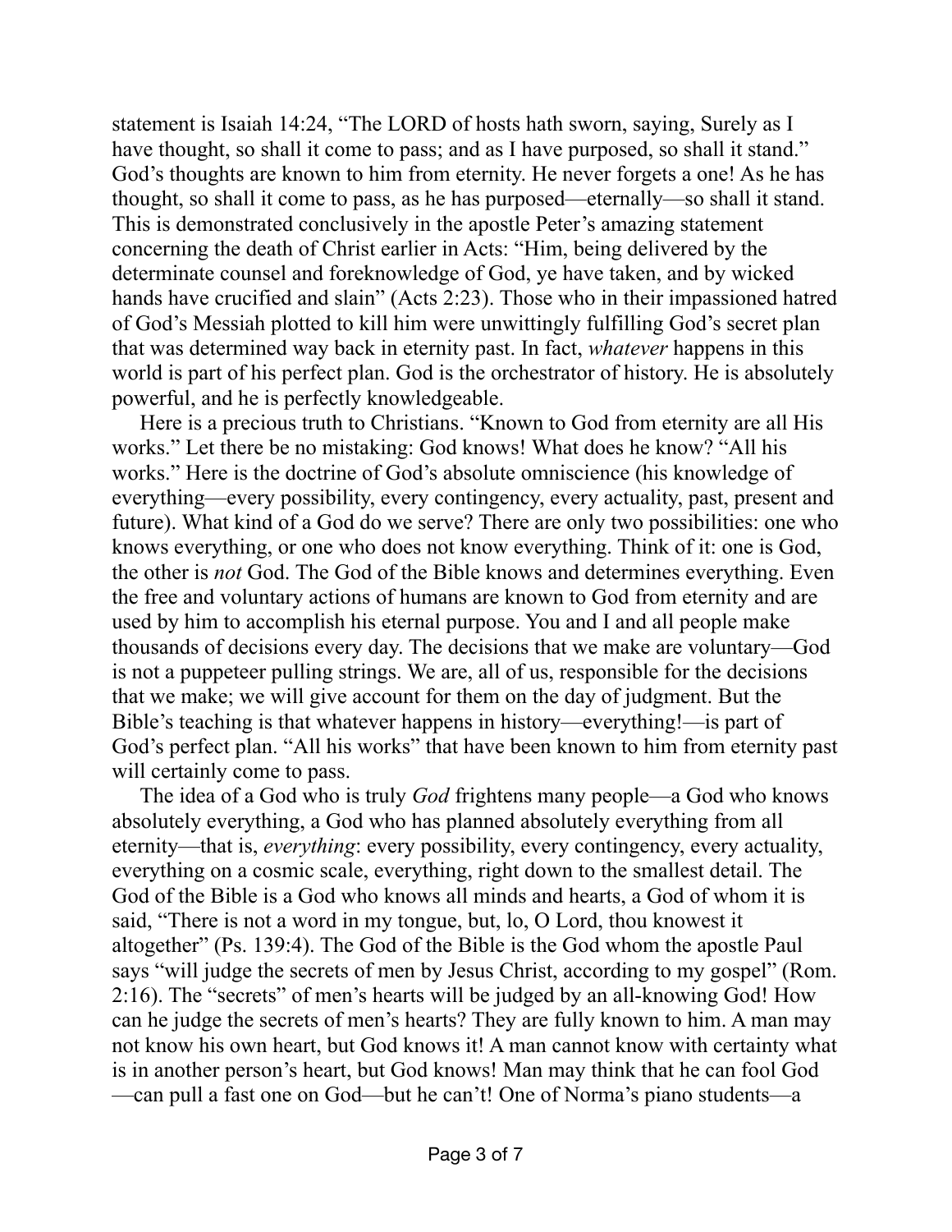statement is Isaiah 14:24, "The LORD of hosts hath sworn, saying, Surely as I have thought, so shall it come to pass; and as I have purposed, so shall it stand." God's thoughts are known to him from eternity. He never forgets a one! As he has thought, so shall it come to pass, as he has purposed—eternally—so shall it stand. This is demonstrated conclusively in the apostle Peter's amazing statement concerning the death of Christ earlier in Acts: "Him, being delivered by the determinate counsel and foreknowledge of God, ye have taken, and by wicked hands have crucified and slain" (Acts 2:23). Those who in their impassioned hatred of God's Messiah plotted to kill him were unwittingly fulfilling God's secret plan that was determined way back in eternity past. In fact, *whatever* happens in this world is part of his perfect plan. God is the orchestrator of history. He is absolutely powerful, and he is perfectly knowledgeable.

Here is a precious truth to Christians. "Known to God from eternity are all His works." Let there be no mistaking: God knows! What does he know? "All his works." Here is the doctrine of God's absolute omniscience (his knowledge of everything—every possibility, every contingency, every actuality, past, present and future). What kind of a God do we serve? There are only two possibilities: one who knows everything, or one who does not know everything. Think of it: one is God, the other is *not* God. The God of the Bible knows and determines everything. Even the free and voluntary actions of humans are known to God from eternity and are used by him to accomplish his eternal purpose. You and I and all people make thousands of decisions every day. The decisions that we make are voluntary—God is not a puppeteer pulling strings. We are, all of us, responsible for the decisions that we make; we will give account for them on the day of judgment. But the Bible's teaching is that whatever happens in history—everything!—is part of God's perfect plan. "All his works" that have been known to him from eternity past will certainly come to pass.

The idea of a God who is truly *God* frightens many people—a God who knows absolutely everything, a God who has planned absolutely everything from all eternity—that is, *everything*: every possibility, every contingency, every actuality, everything on a cosmic scale, everything, right down to the smallest detail. The God of the Bible is a God who knows all minds and hearts, a God of whom it is said, "There is not a word in my tongue, but, lo, O Lord, thou knowest it altogether" (Ps. 139:4). The God of the Bible is the God whom the apostle Paul says "will judge the secrets of men by Jesus Christ, according to my gospel" (Rom. 2:16). The "secrets" of men's hearts will be judged by an all-knowing God! How can he judge the secrets of men's hearts? They are fully known to him. A man may not know his own heart, but God knows it! A man cannot know with certainty what is in another person's heart, but God knows! Man may think that he can fool God—can pull a fast one on God—but he can't! One of Norma's piano students—a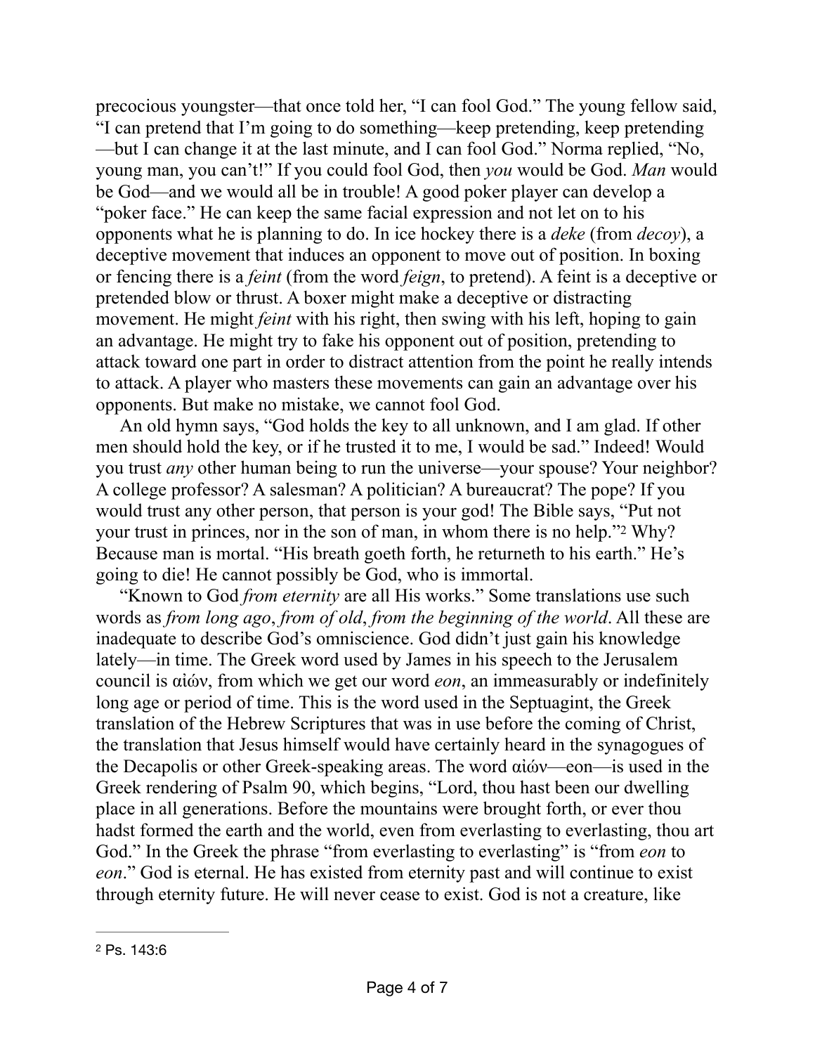precocious youngster—that once told her, "I can fool God." The young fellow said, "I can pretend that I'm going to do something—keep pretending, keep pretending —but I can change it at the last minute, and I can fool God." Norma replied, "No, young man, you can't!" If you could fool God, then *you* would be God. *Man* would be God—and we would all be in trouble! A good poker player can develop a "poker face." He can keep the same facial expression and not let on to his opponents what he is planning to do. In ice hockey there is a *deke* (from *decoy*), a deceptive movement that induces an opponent to move out of position. In boxing or fencing there is a *feint* (from the word *feign*, to pretend). A feint is a deceptive or pretended blow or thrust. A boxer might make a deceptive or distracting movement. He might *feint* with his right, then swing with his left, hoping to gain an advantage. He might try to fake his opponent out of position, pretending to attack toward one part in order to distract attention from the point he really intends to attack. A player who masters these movements can gain an advantage over his opponents. But make no mistake, we cannot fool God.

An old hymn says, "God holds the key to all unknown, and I am glad. If other men should hold the key, or if he trusted it to me, I would be sad." Indeed! Would you trust *any* other human being to run the universe—your spouse? Your neighbor? A college professor? A salesman? A politician? A bureaucrat? The pope? If you would trust any other person, that person is your god! The Bible says, "Put not your trust in princes, nor in the son of man, in whom there is no help."[2] Why? Because man is mortal. "His breath goeth forth, he returneth to his earth." He's going to die! He cannot possibly be God, who is immortal.

"Known to God *from eternity* are all His works." Some translations use such words as *from long ago*, *from of old*, *from the beginning of the world*. All these are inadequate to describe God's omniscience. God didn't just gain his knowledge lately—in time. The Greek word used by James in his speech to the Jerusalem council is αἰών, from which we get our word *eon*, an immeasurably or indefinitely long age or period of time. This is the word used in the Septuagint, the Greek translation of the Hebrew Scriptures that was in use before the coming of Christ, the translation that Jesus himself would have certainly heard in the synagogues of the Decapolis or other Greek-speaking areas. The word αἰών—eon—is used in the Greek rendering of Psalm 90, which begins, "Lord, thou hast been our dwelling place in all generations. Before the mountains were brought forth, or ever thou hadst formed the earth and the world, even from everlasting to everlasting, thou art God." In the Greek the phrase "from everlasting to everlasting" is "from *eon* to *eon*." God is eternal. He has existed from eternity past and will continue to exist through eternity future. He will never cease to exist. God is not a creature, like

---

[2] Ps. 143:6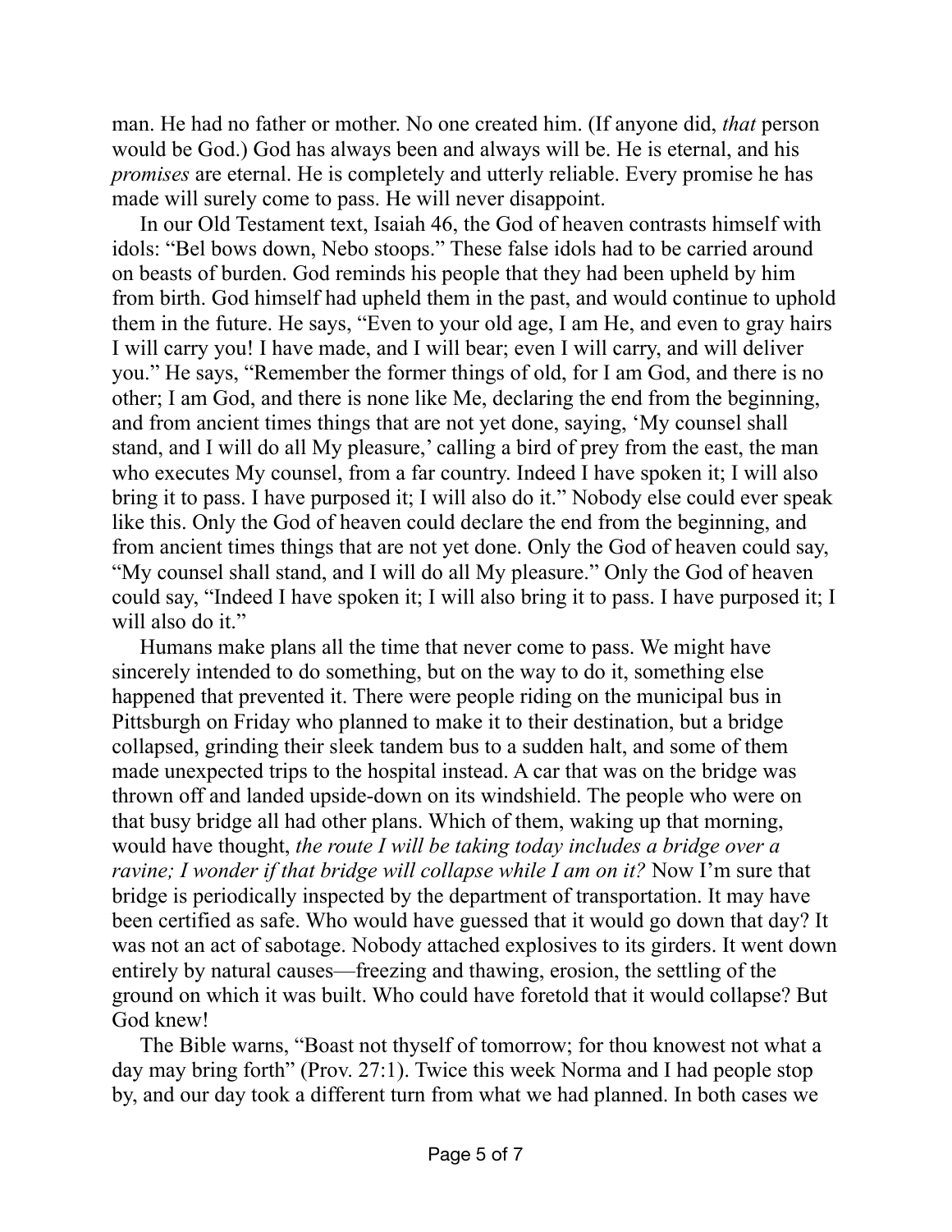man. He had no father or mother. No one created him. (If anyone did, *that* person would be God.) God has always been and always will be. He is eternal, and his *promises* are eternal. He is completely and utterly reliable. Every promise he has made will surely come to pass. He will never disappoint.

In our Old Testament text, Isaiah 46, the God of heaven contrasts himself with idols: "Bel bows down, Nebo stoops." These false idols had to be carried around on beasts of burden. God reminds his people that they had been upheld by him from birth. God himself had upheld them in the past, and would continue to uphold them in the future. He says, "Even to your old age, I am He, and even to gray hairs I will carry you! I have made, and I will bear; even I will carry, and will deliver you." He says, "Remember the former things of old, for I am God, and there is no other; I am God, and there is none like Me, declaring the end from the beginning, and from ancient times things that are not yet done, saying, 'My counsel shall stand, and I will do all My pleasure,' calling a bird of prey from the east, the man who executes My counsel, from a far country. Indeed I have spoken it; I will also bring it to pass. I have purposed it; I will also do it." Nobody else could ever speak like this. Only the God of heaven could declare the end from the beginning, and from ancient times things that are not yet done. Only the God of heaven could say, "My counsel shall stand, and I will do all My pleasure." Only the God of heaven could say, "Indeed I have spoken it; I will also bring it to pass. I have purposed it; I will also do it."

Humans make plans all the time that never come to pass. We might have sincerely intended to do something, but on the way to do it, something else happened that prevented it. There were people riding on the municipal bus in Pittsburgh on Friday who planned to make it to their destination, but a bridge collapsed, grinding their sleek tandem bus to a sudden halt, and some of them made unexpected trips to the hospital instead. A car that was on the bridge was thrown off and landed upside-down on its windshield. The people who were on that busy bridge all had other plans. Which of them, waking up that morning, would have thought, *the route I will be taking today includes a bridge over a ravine; I wonder if that bridge will collapse while I am on it?* Now I'm sure that bridge is periodically inspected by the department of transportation. It may have been certified as safe. Who would have guessed that it would go down that day? It was not an act of sabotage. Nobody attached explosives to its girders. It went down entirely by natural causes—freezing and thawing, erosion, the settling of the ground on which it was built. Who could have foretold that it would collapse? But God knew!

The Bible warns, "Boast not thyself of tomorrow; for thou knowest not what a day may bring forth" (Prov. 27:1). Twice this week Norma and I had people stop by, and our day took a different turn from what we had planned. In both cases we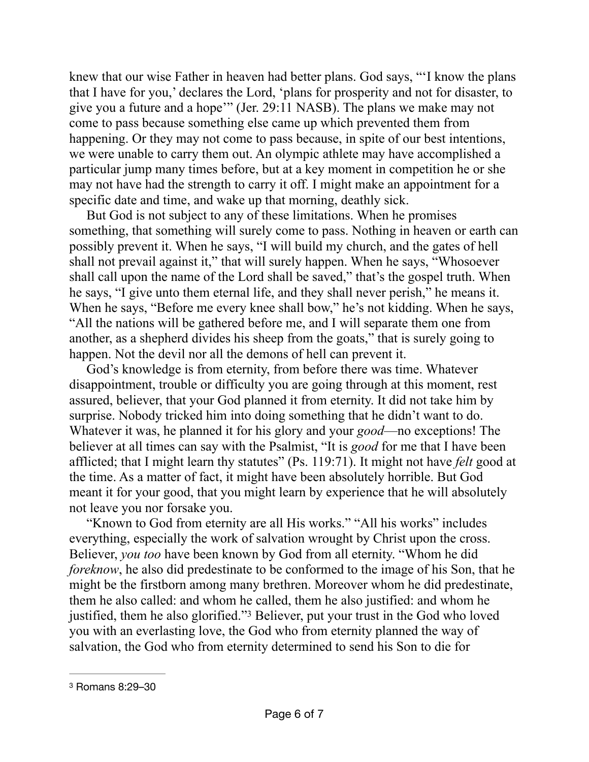knew that our wise Father in heaven had better plans. God says, "'I know the plans that I have for you,' declares the Lord, 'plans for prosperity and not for disaster, to give you a future and a hope'" (Jer. 29:11 NASB). The plans we make may not come to pass because something else came up which prevented them from happening. Or they may not come to pass because, in spite of our best intentions, we were unable to carry them out. An olympic athlete may have accomplished a particular jump many times before, but at a key moment in competition he or she may not have had the strength to carry it off. I might make an appointment for a specific date and time, and wake up that morning, deathly sick.

But God is not subject to any of these limitations. When he promises something, that something will surely come to pass. Nothing in heaven or earth can possibly prevent it. When he says, "I will build my church, and the gates of hell shall not prevail against it," that will surely happen. When he says, "Whosoever shall call upon the name of the Lord shall be saved," that's the gospel truth. When he says, "I give unto them eternal life, and they shall never perish," he means it. When he says, "Before me every knee shall bow," he's not kidding. When he says, "All the nations will be gathered before me, and I will separate them one from another, as a shepherd divides his sheep from the goats," that is surely going to happen. Not the devil nor all the demons of hell can prevent it.

God's knowledge is from eternity, from before there was time. Whatever disappointment, trouble or difficulty you are going through at this moment, rest assured, believer, that your God planned it from eternity. It did not take him by surprise. Nobody tricked him into doing something that he didn't want to do. Whatever it was, he planned it for his glory and your *good*—no exceptions! The believer at all times can say with the Psalmist, "It is *good* for me that I have been afflicted; that I might learn thy statutes" (Ps. 119:71). It might not have *felt* good at the time. As a matter of fact, it might have been absolutely horrible. But God meant it for your good, that you might learn by experience that he will absolutely not leave you nor forsake you.

"Known to God from eternity are all His works." "All his works" includes everything, especially the work of salvation wrought by Christ upon the cross. Believer, *you too* have been known by God from all eternity. "Whom he did *foreknow*, he also did predestinate to be conformed to the image of his Son, that he might be the firstborn among many brethren. Moreover whom he did predestinate, them he also called: and whom he called, them he also justified: and whom he justified, them he also glorified."[3] Believer, put your trust in the God who loved you with an everlasting love, the God who from eternity planned the way of salvation, the God who from eternity determined to send his Son to die for

---

[3] Romans 8:29–30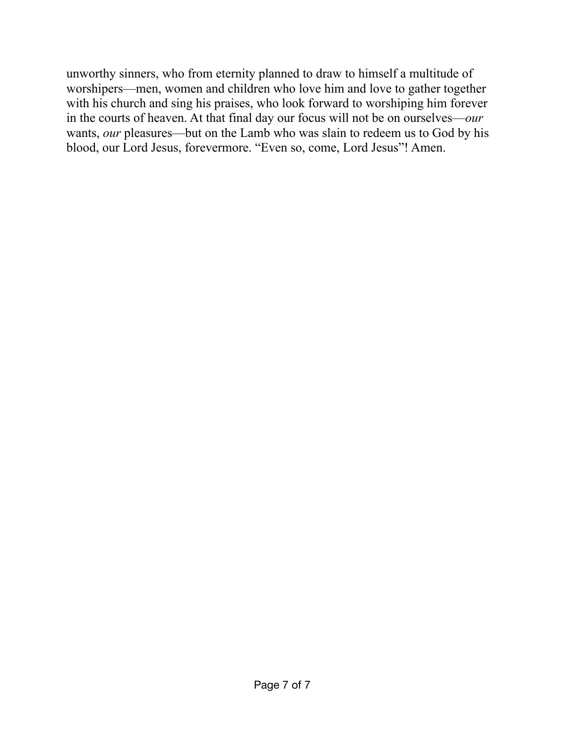unworthy sinners, who from eternity planned to draw to himself a multitude of worshipers—men, women and children who love him and love to gather together with his church and sing his praises, who look forward to worshiping him forever in the courts of heaven. At that final day our focus will not be on ourselves—*our* wants, *our* pleasures—but on the Lamb who was slain to redeem us to God by his blood, our Lord Jesus, forevermore. "Even so, come, Lord Jesus"! Amen.